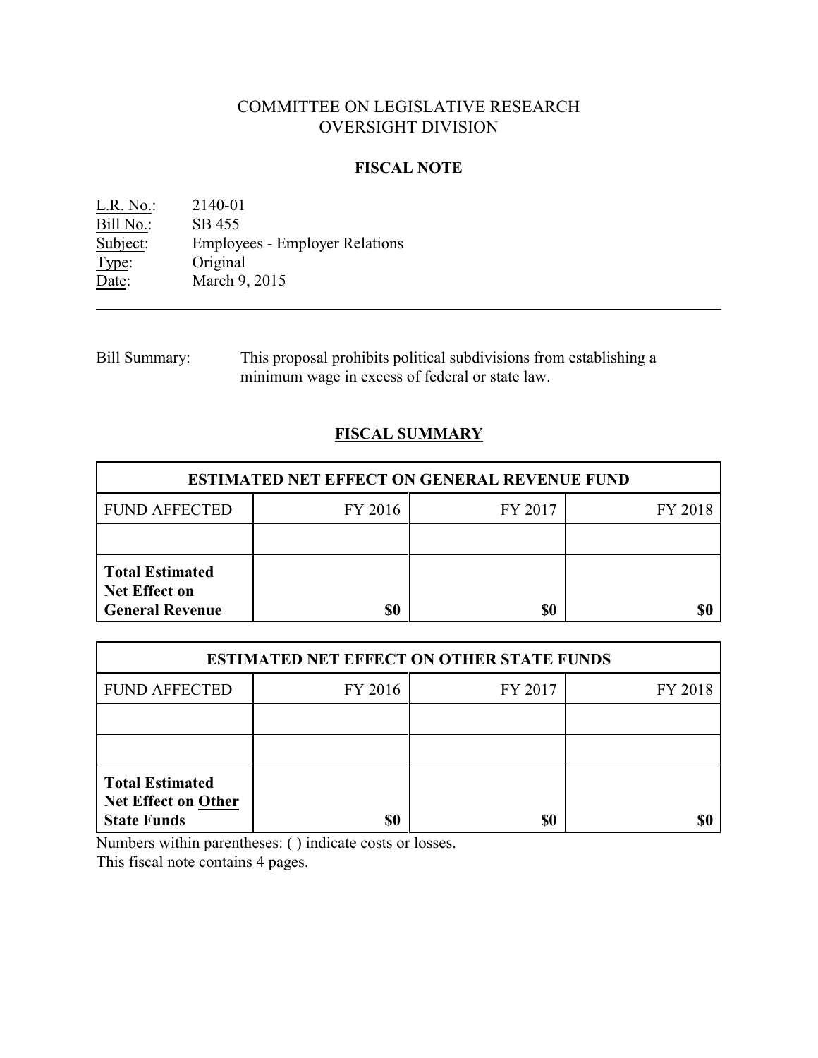# COMMITTEE ON LEGISLATIVE RESEARCH
# OVERSIGHT DIVISION

## FISCAL NOTE

L.R. No.: 2140-01
Bill No.: SB 455
Subject: Employees - Employer Relations
Type: Original
Date: March 9, 2015

---

Bill Summary: This proposal prohibits political subdivisions from establishing a minimum wage in excess of federal or state law.

## FISCAL SUMMARY

| ESTIMATED NET EFFECT ON GENERAL REVENUE FUND | | | |
|---|---|---|---|
| FUND AFFECTED | FY 2016 | FY 2017 | FY 2018 |
| | | | |
| **Total Estimated Net Effect on General Revenue** | **$0** | **$0** | **$0** |

| ESTIMATED NET EFFECT ON OTHER STATE FUNDS | | | |
|---|---|---|---|
| FUND AFFECTED | FY 2016 | FY 2017 | FY 2018 |
| | | | |
| | | | |
| **Total Estimated Net Effect on Other State Funds** | **$0** | **$0** | **$0** |

Numbers within parentheses: ( ) indicate costs or losses.
This fiscal note contains 4 pages.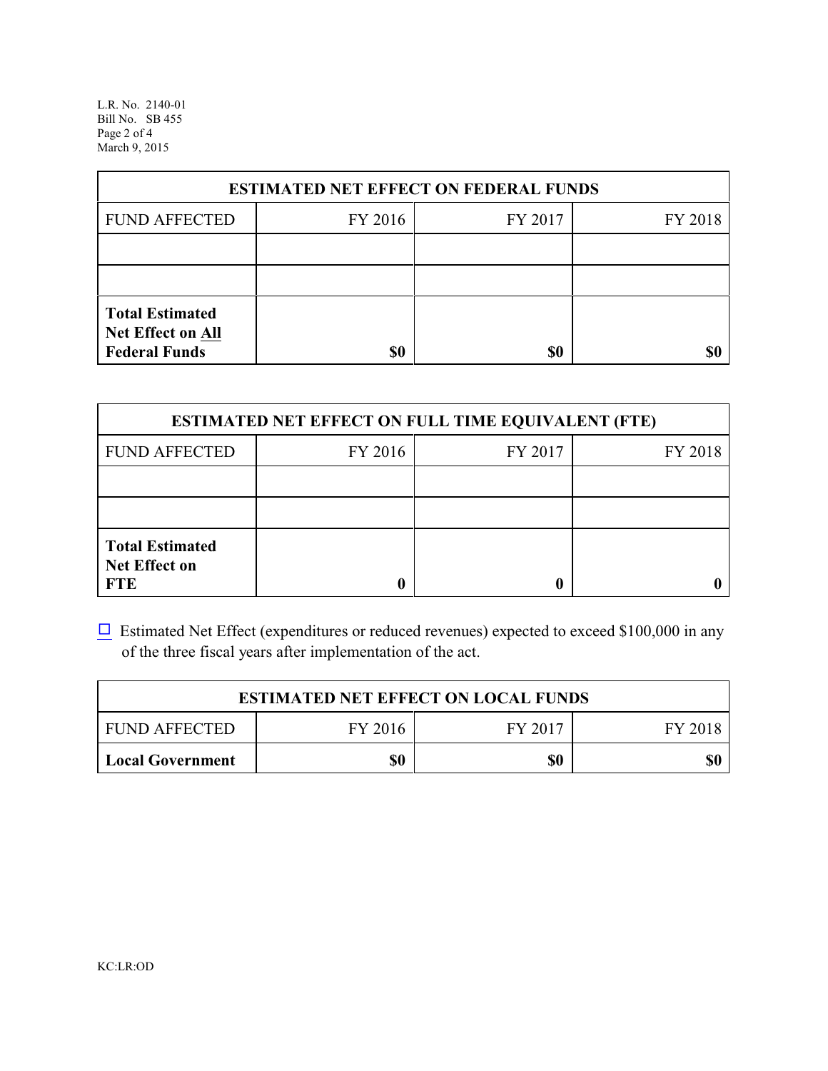| ESTIMATED NET EFFECT ON FEDERAL FUNDS | | | |
|---|---|---|---|
| FUND AFFECTED | FY 2016 | FY 2017 | FY 2018 |
| | | | |
| | | | |
| **Total Estimated Net Effect on All Federal Funds** | **$0** | **$0** | **$0** |

| ESTIMATED NET EFFECT ON FULL TIME EQUIVALENT (FTE) | | | |
|---|---|---|---|
| FUND AFFECTED | FY 2016 | FY 2017 | FY 2018 |
| | | | |
| | | | |
| **Total Estimated Net Effect on FTE** | **0** | **0** | **0** |

☐ Estimated Net Effect (expenditures or reduced revenues) expected to exceed $100,000 in any of the three fiscal years after implementation of the act.

| ESTIMATED NET EFFECT ON LOCAL FUNDS | | | |
|---|---|---|---|
| FUND AFFECTED | FY 2016 | FY 2017 | FY 2018 |
| **Local Government** | **$0** | **$0** | **$0** |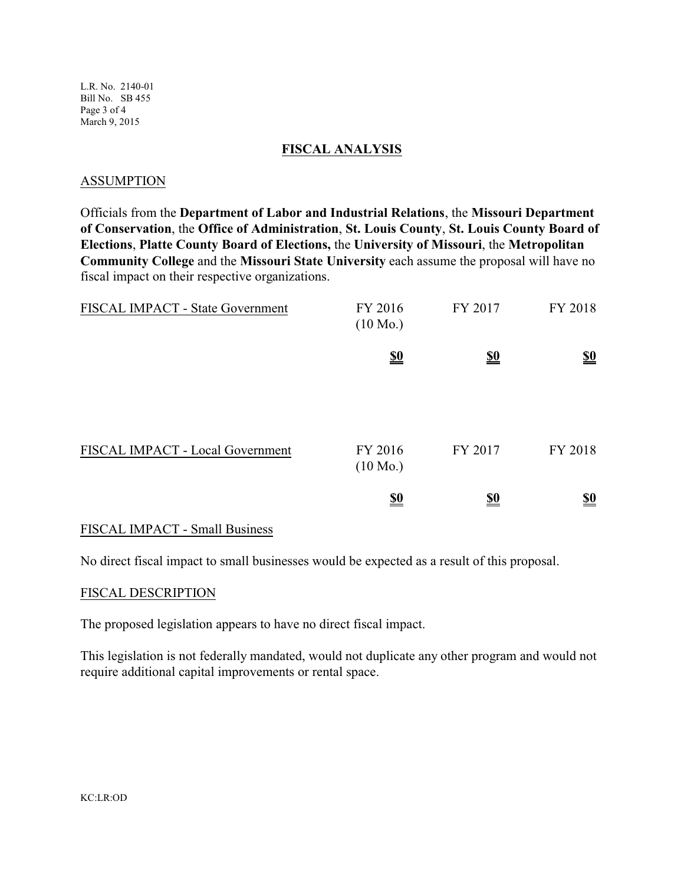## FISCAL ANALYSIS

### ASSUMPTION

Officials from the **Department of Labor and Industrial Relations**, the **Missouri Department of Conservation**, the **Office of Administration**, **St. Louis County**, **St. Louis County Board of Elections**, **Platte County Board of Elections,** the **University of Missouri**, the **Metropolitan Community College** and the **Missouri State University** each assume the proposal will have no fiscal impact on their respective organizations.

| FISCAL IMPACT - State Government | FY 2016 (10 Mo.) | FY 2017 | FY 2018 |
|---|---|---|---|
| | **$0** | **$0** | **$0** |

| FISCAL IMPACT - Local Government | FY 2016 (10 Mo.) | FY 2017 | FY 2018 |
|---|---|---|---|
| | **$0** | **$0** | **$0** |

### FISCAL IMPACT - Small Business

No direct fiscal impact to small businesses would be expected as a result of this proposal.

### FISCAL DESCRIPTION

The proposed legislation appears to have no direct fiscal impact.

This legislation is not federally mandated, would not duplicate any other program and would not require additional capital improvements or rental space.

KC:LR:OD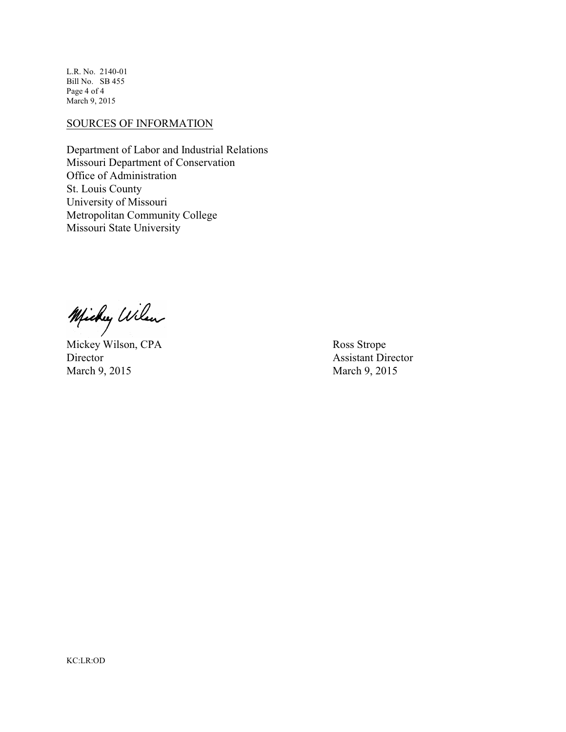## SOURCES OF INFORMATION

Department of Labor and Industrial Relations
Missouri Department of Conservation
Office of Administration
St. Louis County
University of Missouri
Metropolitan Community College
Missouri State University

Mickey Wilson, CPA
Director
March 9, 2015

Ross Strope
Assistant Director
March 9, 2015

KC:LR:OD